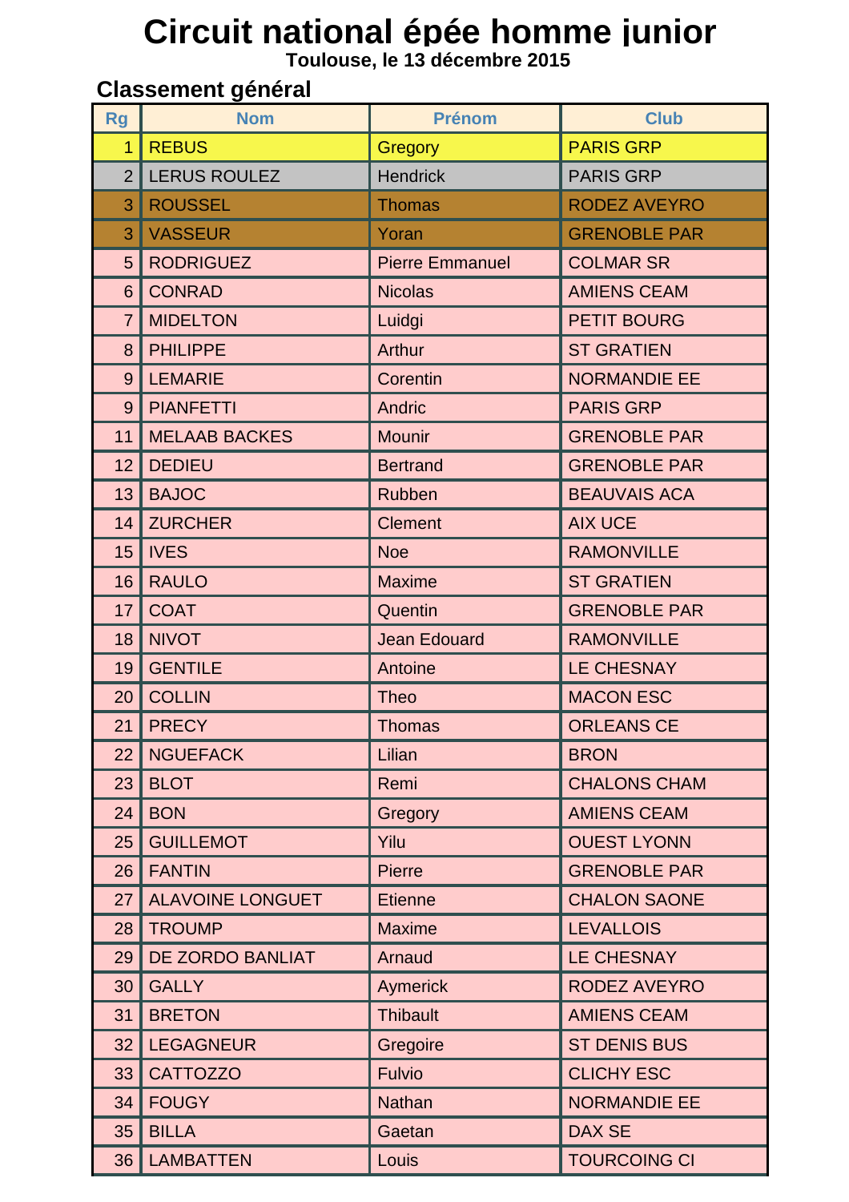# Circuit national épée homme junior

**Toulouse, le 13 décembre 2015**

## Classement général

| Rg | Nom | Prénom | Club |
|---|---|---|---|
| 1 | REBUS | Gregory | PARIS GRP |
| 2 | LERUS ROULEZ | Hendrick | PARIS GRP |
| 3 | ROUSSEL | Thomas | RODEZ AVEYRO |
| 3 | VASSEUR | Yoran | GRENOBLE PAR |
| 5 | RODRIGUEZ | Pierre Emmanuel | COLMAR SR |
| 6 | CONRAD | Nicolas | AMIENS CEAM |
| 7 | MIDELTON | Luidgi | PETIT BOURG |
| 8 | PHILIPPE | Arthur | ST GRATIEN |
| 9 | LEMARIE | Corentin | NORMANDIE EE |
| 9 | PIANFETTI | Andric | PARIS GRP |
| 11 | MELAAB BACKES | Mounir | GRENOBLE PAR |
| 12 | DEDIEU | Bertrand | GRENOBLE PAR |
| 13 | BAJOC | Rubben | BEAUVAIS ACA |
| 14 | ZURCHER | Clement | AIX UCE |
| 15 | IVES | Noe | RAMONVILLE |
| 16 | RAULO | Maxime | ST GRATIEN |
| 17 | COAT | Quentin | GRENOBLE PAR |
| 18 | NIVOT | Jean Edouard | RAMONVILLE |
| 19 | GENTILE | Antoine | LE CHESNAY |
| 20 | COLLIN | Theo | MACON ESC |
| 21 | PRECY | Thomas | ORLEANS CE |
| 22 | NGUEFACK | Lilian | BRON |
| 23 | BLOT | Remi | CHALONS CHAM |
| 24 | BON | Gregory | AMIENS CEAM |
| 25 | GUILLEMOT | Yilu | OUEST LYONN |
| 26 | FANTIN | Pierre | GRENOBLE PAR |
| 27 | ALAVOINE LONGUET | Etienne | CHALON SAONE |
| 28 | TROUMP | Maxime | LEVALLOIS |
| 29 | DE ZORDO BANLIAT | Arnaud | LE CHESNAY |
| 30 | GALLY | Aymerick | RODEZ AVEYRO |
| 31 | BRETON | Thibault | AMIENS CEAM |
| 32 | LEGAGNEUR | Gregoire | ST DENIS BUS |
| 33 | CATTOZZO | Fulvio | CLICHY ESC |
| 34 | FOUGY | Nathan | NORMANDIE EE |
| 35 | BILLA | Gaetan | DAX SE |
| 36 | LAMBATTEN | Louis | TOURCOING CI |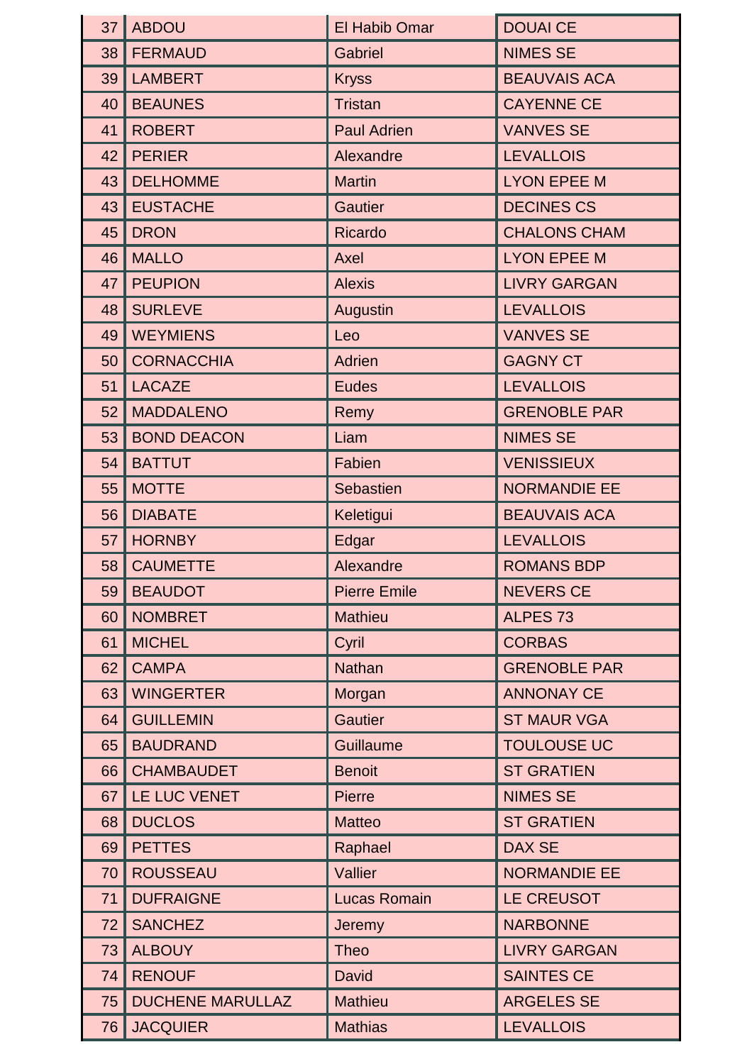| | | | |
|---|---|---|---|
| 37 | ABDOU | El Habib Omar | DOUAI CE |
| 38 | FERMAUD | Gabriel | NIMES SE |
| 39 | LAMBERT | Kryss | BEAUVAIS ACA |
| 40 | BEAUNES | Tristan | CAYENNE CE |
| 41 | ROBERT | Paul Adrien | VANVES SE |
| 42 | PERIER | Alexandre | LEVALLOIS |
| 43 | DELHOMME | Martin | LYON EPEE M |
| 43 | EUSTACHE | Gautier | DECINES CS |
| 45 | DRON | Ricardo | CHALONS CHAM |
| 46 | MALLO | Axel | LYON EPEE M |
| 47 | PEUPION | Alexis | LIVRY GARGAN |
| 48 | SURLEVE | Augustin | LEVALLOIS |
| 49 | WEYMIENS | Leo | VANVES SE |
| 50 | CORNACCHIA | Adrien | GAGNY CT |
| 51 | LACAZE | Eudes | LEVALLOIS |
| 52 | MADDALENO | Remy | GRENOBLE PAR |
| 53 | BOND DEACON | Liam | NIMES SE |
| 54 | BATTUT | Fabien | VENISSIEUX |
| 55 | MOTTE | Sebastien | NORMANDIE EE |
| 56 | DIABATE | Keletigui | BEAUVAIS ACA |
| 57 | HORNBY | Edgar | LEVALLOIS |
| 58 | CAUMETTE | Alexandre | ROMANS BDP |
| 59 | BEAUDOT | Pierre Emile | NEVERS CE |
| 60 | NOMBRET | Mathieu | ALPES 73 |
| 61 | MICHEL | Cyril | CORBAS |
| 62 | CAMPA | Nathan | GRENOBLE PAR |
| 63 | WINGERTER | Morgan | ANNONAY CE |
| 64 | GUILLEMIN | Gautier | ST MAUR VGA |
| 65 | BAUDRAND | Guillaume | TOULOUSE UC |
| 66 | CHAMBAUDET | Benoit | ST GRATIEN |
| 67 | LE LUC VENET | Pierre | NIMES SE |
| 68 | DUCLOS | Matteo | ST GRATIEN |
| 69 | PETTES | Raphael | DAX SE |
| 70 | ROUSSEAU | Vallier | NORMANDIE EE |
| 71 | DUFRAIGNE | Lucas Romain | LE CREUSOT |
| 72 | SANCHEZ | Jeremy | NARBONNE |
| 73 | ALBOUY | Theo | LIVRY GARGAN |
| 74 | RENOUF | David | SAINTES CE |
| 75 | DUCHENE MARULLAZ | Mathieu | ARGELES SE |
| 76 | JACQUIER | Mathias | LEVALLOIS |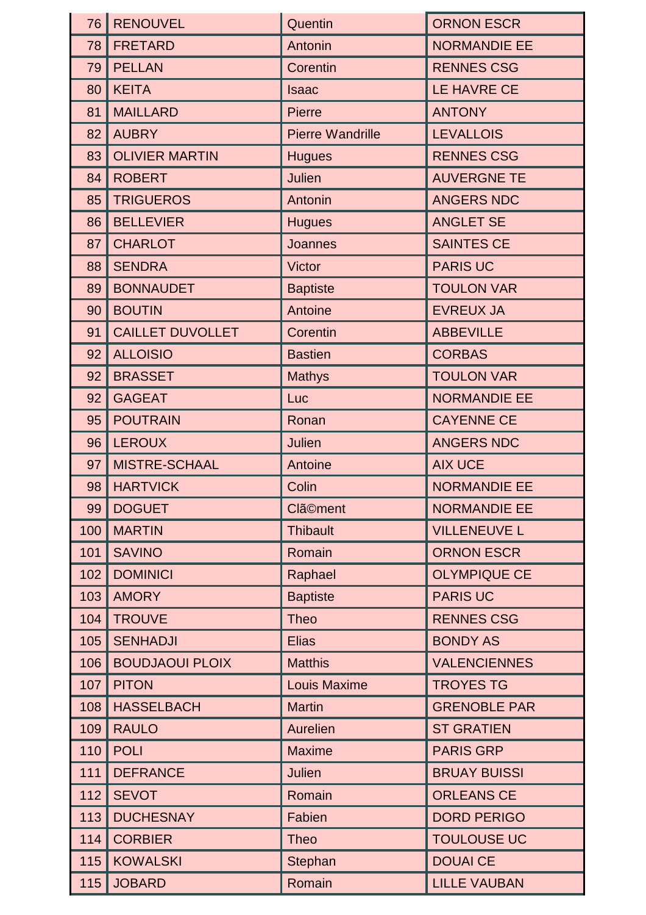| | | | |
|---|---|---|---|
| 76 | RENOUVEL | Quentin | ORNON ESCR |
| 78 | FRETARD | Antonin | NORMANDIE EE |
| 79 | PELLAN | Corentin | RENNES CSG |
| 80 | KEITA | Isaac | LE HAVRE CE |
| 81 | MAILLARD | Pierre | ANTONY |
| 82 | AUBRY | Pierre Wandrille | LEVALLOIS |
| 83 | OLIVIER MARTIN | Hugues | RENNES CSG |
| 84 | ROBERT | Julien | AUVERGNE TE |
| 85 | TRIGUEROS | Antonin | ANGERS NDC |
| 86 | BELLEVIER | Hugues | ANGLET SE |
| 87 | CHARLOT | Joannes | SAINTES CE |
| 88 | SENDRA | Victor | PARIS UC |
| 89 | BONNAUDET | Baptiste | TOULON VAR |
| 90 | BOUTIN | Antoine | EVREUX JA |
| 91 | CAILLET DUVOLLET | Corentin | ABBEVILLE |
| 92 | ALLOISIO | Bastien | CORBAS |
| 92 | BRASSET | Mathys | TOULON VAR |
| 92 | GAGEAT | Luc | NORMANDIE EE |
| 95 | POUTRAIN | Ronan | CAYENNE CE |
| 96 | LEROUX | Julien | ANGERS NDC |
| 97 | MISTRE-SCHAAL | Antoine | AIX UCE |
| 98 | HARTVICK | Colin | NORMANDIE EE |
| 99 | DOGUET | Clã©ment | NORMANDIE EE |
| 100 | MARTIN | Thibault | VILLENEUVE L |
| 101 | SAVINO | Romain | ORNON ESCR |
| 102 | DOMINICI | Raphael | OLYMPIQUE CE |
| 103 | AMORY | Baptiste | PARIS UC |
| 104 | TROUVE | Theo | RENNES CSG |
| 105 | SENHADJI | Elias | BONDY AS |
| 106 | BOUDJAOUI PLOIX | Matthis | VALENCIENNES |
| 107 | PITON | Louis Maxime | TROYES TG |
| 108 | HASSELBACH | Martin | GRENOBLE PAR |
| 109 | RAULO | Aurelien | ST GRATIEN |
| 110 | POLI | Maxime | PARIS GRP |
| 111 | DEFRANCE | Julien | BRUAY BUISSI |
| 112 | SEVOT | Romain | ORLEANS CE |
| 113 | DUCHESNAY | Fabien | DORD PERIGO |
| 114 | CORBIER | Theo | TOULOUSE UC |
| 115 | KOWALSKI | Stephan | DOUAI CE |
| 115 | JOBARD | Romain | LILLE VAUBAN |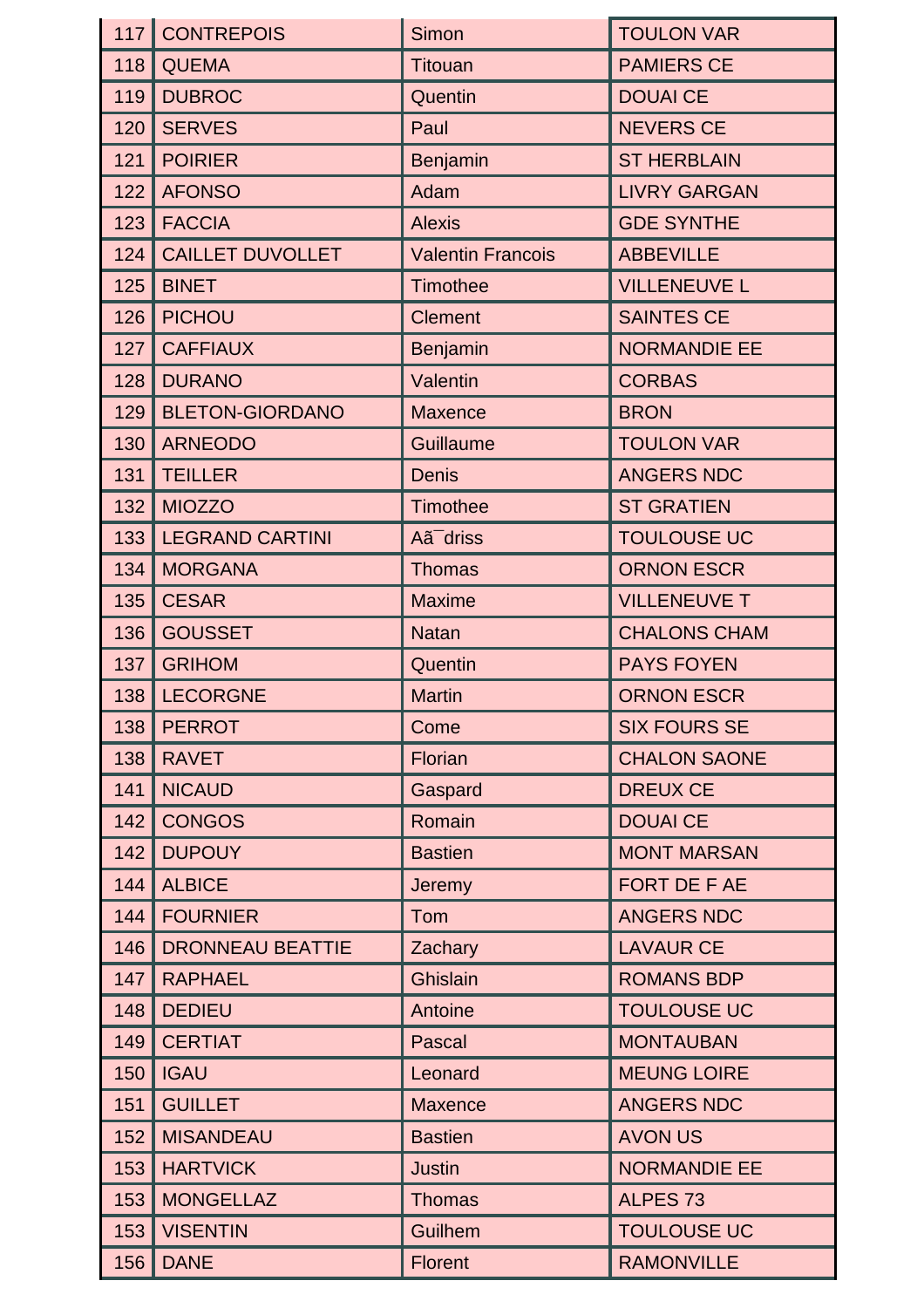| | | | |
|---|---|---|---|
| 117 | CONTREPOIS | Simon | TOULON VAR |
| 118 | QUEMA | Titouan | PAMIERS CE |
| 119 | DUBROC | Quentin | DOUAI CE |
| 120 | SERVES | Paul | NEVERS CE |
| 121 | POIRIER | Benjamin | ST HERBLAIN |
| 122 | AFONSO | Adam | LIVRY GARGAN |
| 123 | FACCIA | Alexis | GDE SYNTHE |
| 124 | CAILLET DUVOLLET | Valentin Francois | ABBEVILLE |
| 125 | BINET | Timothee | VILLENEUVE L |
| 126 | PICHOU | Clement | SAINTES CE |
| 127 | CAFFIAUX | Benjamin | NORMANDIE EE |
| 128 | DURANO | Valentin | CORBAS |
| 129 | BLETON-GIORDANO | Maxence | BRON |
| 130 | ARNEODO | Guillaume | TOULON VAR |
| 131 | TEILLER | Denis | ANGERS NDC |
| 132 | MIOZZO | Timothee | ST GRATIEN |
| 133 | LEGRAND CARTINI | Aã¯driss | TOULOUSE UC |
| 134 | MORGANA | Thomas | ORNON ESCR |
| 135 | CESAR | Maxime | VILLENEUVE T |
| 136 | GOUSSET | Natan | CHALONS CHAM |
| 137 | GRIHOM | Quentin | PAYS FOYEN |
| 138 | LECORGNE | Martin | ORNON ESCR |
| 138 | PERROT | Come | SIX FOURS SE |
| 138 | RAVET | Florian | CHALON SAONE |
| 141 | NICAUD | Gaspard | DREUX CE |
| 142 | CONGOS | Romain | DOUAI CE |
| 142 | DUPOUY | Bastien | MONT MARSAN |
| 144 | ALBICE | Jeremy | FORT DE F AE |
| 144 | FOURNIER | Tom | ANGERS NDC |
| 146 | DRONNEAU BEATTIE | Zachary | LAVAUR CE |
| 147 | RAPHAEL | Ghislain | ROMANS BDP |
| 148 | DEDIEU | Antoine | TOULOUSE UC |
| 149 | CERTIAT | Pascal | MONTAUBAN |
| 150 | IGAU | Leonard | MEUNG LOIRE |
| 151 | GUILLET | Maxence | ANGERS NDC |
| 152 | MISANDEAU | Bastien | AVON US |
| 153 | HARTVICK | Justin | NORMANDIE EE |
| 153 | MONGELLAZ | Thomas | ALPES 73 |
| 153 | VISENTIN | Guilhem | TOULOUSE UC |
| 156 | DANE | Florent | RAMONVILLE |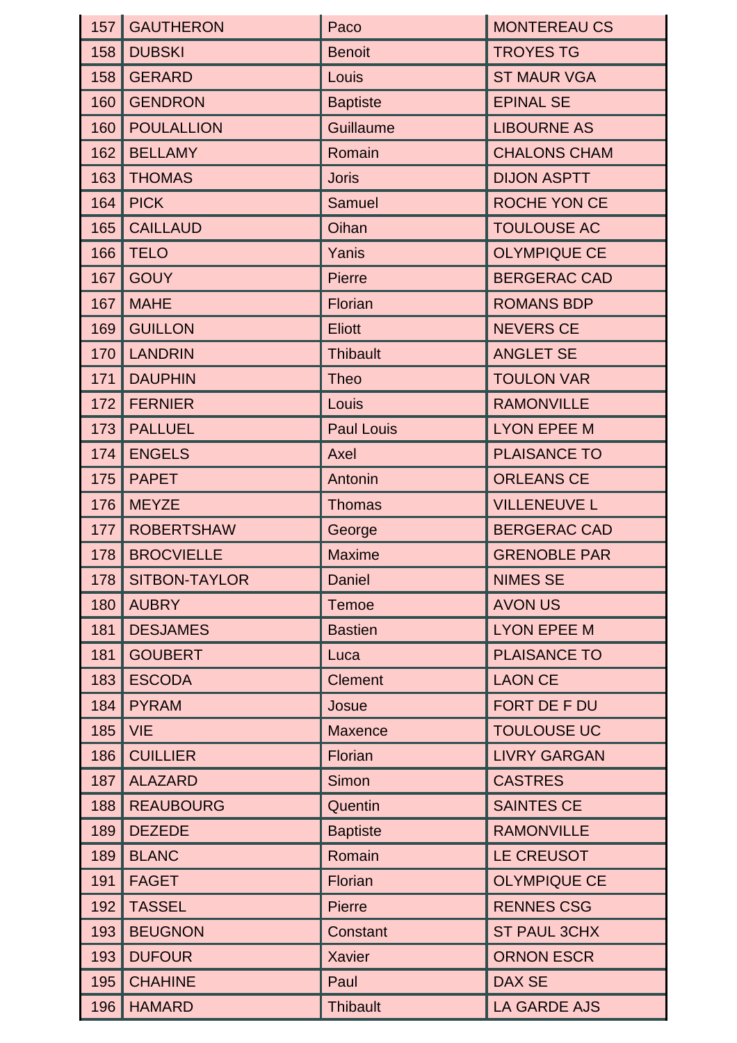| 157 | GAUTHERON | Paco | MONTEREAU CS |
|---|---|---|---|
| 158 | DUBSKI | Benoit | TROYES TG |
| 158 | GERARD | Louis | ST MAUR VGA |
| 160 | GENDRON | Baptiste | EPINAL SE |
| 160 | POULALLION | Guillaume | LIBOURNE AS |
| 162 | BELLAMY | Romain | CHALONS CHAM |
| 163 | THOMAS | Joris | DIJON ASPTT |
| 164 | PICK | Samuel | ROCHE YON CE |
| 165 | CAILLAUD | Oihan | TOULOUSE AC |
| 166 | TELO | Yanis | OLYMPIQUE CE |
| 167 | GOUY | Pierre | BERGERAC CAD |
| 167 | MAHE | Florian | ROMANS BDP |
| 169 | GUILLON | Eliott | NEVERS CE |
| 170 | LANDRIN | Thibault | ANGLET SE |
| 171 | DAUPHIN | Theo | TOULON VAR |
| 172 | FERNIER | Louis | RAMONVILLE |
| 173 | PALLUEL | Paul Louis | LYON EPEE M |
| 174 | ENGELS | Axel | PLAISANCE TO |
| 175 | PAPET | Antonin | ORLEANS CE |
| 176 | MEYZE | Thomas | VILLENEUVE L |
| 177 | ROBERTSHAW | George | BERGERAC CAD |
| 178 | BROCVIELLE | Maxime | GRENOBLE PAR |
| 178 | SITBON-TAYLOR | Daniel | NIMES SE |
| 180 | AUBRY | Temoe | AVON US |
| 181 | DESJAMES | Bastien | LYON EPEE M |
| 181 | GOUBERT | Luca | PLAISANCE TO |
| 183 | ESCODA | Clement | LAON CE |
| 184 | PYRAM | Josue | FORT DE F DU |
| 185 | VIE | Maxence | TOULOUSE UC |
| 186 | CUILLIER | Florian | LIVRY GARGAN |
| 187 | ALAZARD | Simon | CASTRES |
| 188 | REAUBOURG | Quentin | SAINTES CE |
| 189 | DEZEDE | Baptiste | RAMONVILLE |
| 189 | BLANC | Romain | LE CREUSOT |
| 191 | FAGET | Florian | OLYMPIQUE CE |
| 192 | TASSEL | Pierre | RENNES CSG |
| 193 | BEUGNON | Constant | ST PAUL 3CHX |
| 193 | DUFOUR | Xavier | ORNON ESCR |
| 195 | CHAHINE | Paul | DAX SE |
| 196 | HAMARD | Thibault | LA GARDE AJS |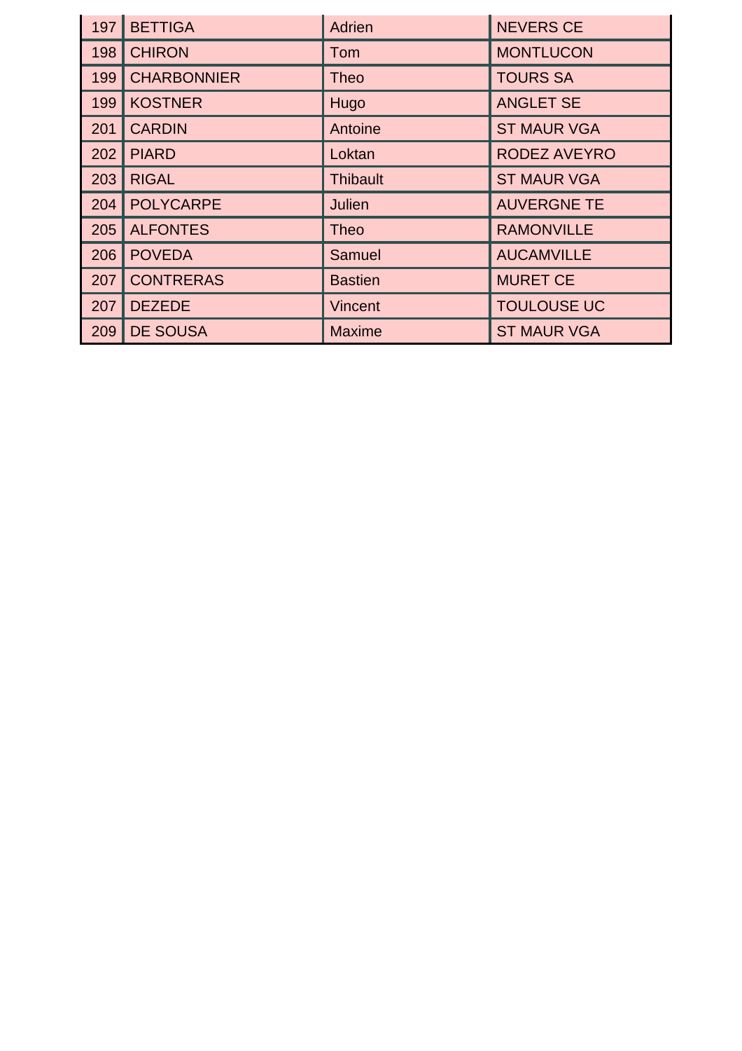| | | | |
|---|---|---|---|
| 197 | BETTIGA | Adrien | NEVERS CE |
| 198 | CHIRON | Tom | MONTLUCON |
| 199 | CHARBONNIER | Theo | TOURS SA |
| 199 | KOSTNER | Hugo | ANGLET SE |
| 201 | CARDIN | Antoine | ST MAUR VGA |
| 202 | PIARD | Loktan | RODEZ AVEYRO |
| 203 | RIGAL | Thibault | ST MAUR VGA |
| 204 | POLYCARPE | Julien | AUVERGNE TE |
| 205 | ALFONTES | Theo | RAMONVILLE |
| 206 | POVEDA | Samuel | AUCAMVILLE |
| 207 | CONTRERAS | Bastien | MURET CE |
| 207 | DEZEDE | Vincent | TOULOUSE UC |
| 209 | DE SOUSA | Maxime | ST MAUR VGA |